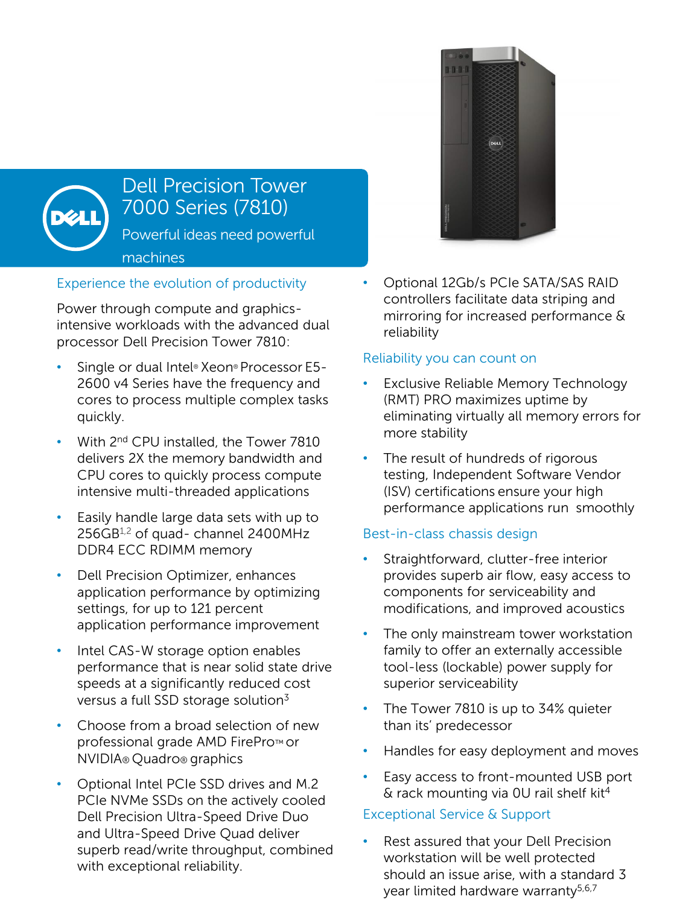# Dell Precision Tower 7000 Series (7810)

Powerful ideas need powerful machines

## Experience the evolution of productivity

Power through compute and graphics-intensive workloads with the advanced dual processor Dell Precision Tower 7810:

- Single or dual Intel® Xeon® Processor E5-2600 v4 Series have the frequency and cores to process multiple complex tasks quickly.
- With 2nd CPU installed, the Tower 7810 delivers 2X the memory bandwidth and CPU cores to quickly process compute intensive multi-threaded applications
- Easily handle large data sets with up to 256GB[1,2] of quad- channel 2400MHz DDR4 ECC RDIMM memory
- Dell Precision Optimizer, enhances application performance by optimizing settings, for up to 121 percent application performance improvement
- Intel CAS-W storage option enables performance that is near solid state drive speeds at a significantly reduced cost versus a full SSD storage solution[3]
- Choose from a broad selection of new professional grade AMD FirePro™ or NVIDIA® Quadro® graphics
- Optional Intel PCIe SSD drives and M.2 PCIe NVMe SSDs on the actively cooled Dell Precision Ultra-Speed Drive Duo and Ultra-Speed Drive Quad deliver superb read/write throughput, combined with exceptional reliability.
- Optional 12Gb/s PCIe SATA/SAS RAID controllers facilitate data striping and mirroring for increased performance & reliability

## Reliability you can count on

- Exclusive Reliable Memory Technology (RMT) PRO maximizes uptime by eliminating virtually all memory errors for more stability
- The result of hundreds of rigorous testing, Independent Software Vendor (ISV) certifications ensure your high performance applications run smoothly

## Best-in-class chassis design

- Straightforward, clutter-free interior provides superb air flow, easy access to components for serviceability and modifications, and improved acoustics
- The only mainstream tower workstation family to offer an externally accessible tool-less (lockable) power supply for superior serviceability
- The Tower 7810 is up to 34% quieter than its' predecessor
- Handles for easy deployment and moves
- Easy access to front-mounted USB port & rack mounting via 0U rail shelf kit[4]

## Exceptional Service & Support

- Rest assured that your Dell Precision workstation will be well protected should an issue arise, with a standard 3 year limited hardware warranty[5,6,7]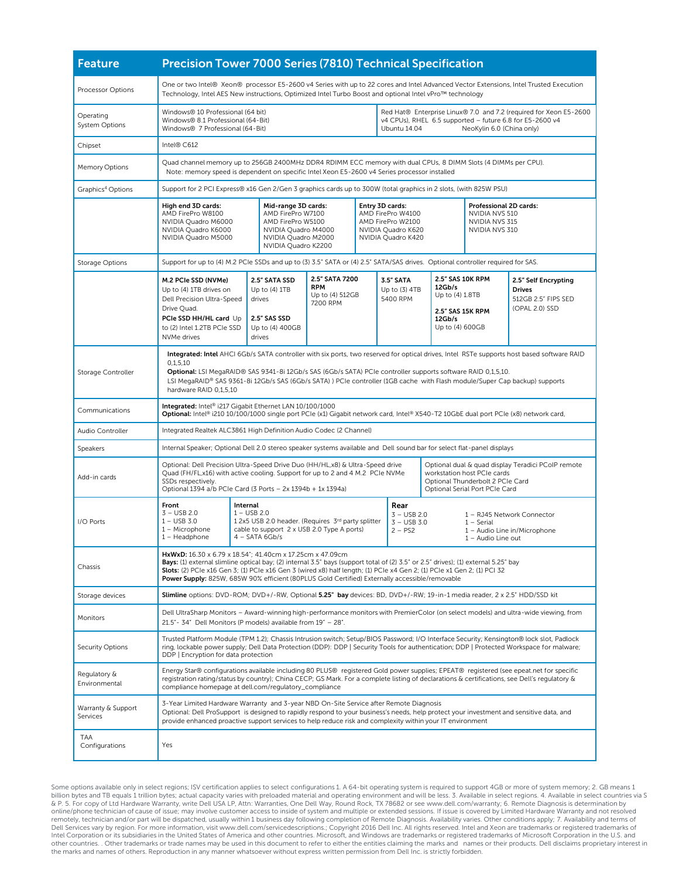| Feature | Precision Tower 7000 Series (7810) Technical Specification |
|---|---|
| Processor Options | One or two Intel® Xeon® processor E5-2600 v4 Series with up to 22 cores and Intel Advanced Vector Extensions, Intel Trusted Execution Technology, Intel AES New instructions, Optimized Intel Turbo Boost and optional Intel vPro™ technology |
| Operating System Options | Windows® 10 Professional (64 bit)<br>Windows® 8.1 Professional (64-Bit)<br>Windows® 7 Professional (64-Bit)<br><br>Red Hat® Enterprise Linux® 7.0 and 7.2 (required for Xeon E5-2600 v4 CPUs), RHEL 6.5 supported – future 6.8 for E5-2600 v4<br>Ubuntu 14.04 NeoKylin 6.0 (China only) |
| Chipset | Intel® C612 |
| Memory Options | Quad channel memory up to 256GB 2400MHz DDR4 RDIMM ECC memory with dual CPUs, 8 DIMM Slots (4 DIMMs per CPU).<br>Note: memory speed is dependent on specific Intel Xeon E5-2600 v4 Series processor installed |
| Graphics[4] Options | Support for 2 PCI Express® x16 Gen 2/Gen 3 graphics cards up to 300W (total graphics in 2 slots, (with 825W PSU) |
| | **High end 3D cards:** AMD FirePro W8100, NVIDIA Quadro M6000, NVIDIA Quadro K6000, NVIDIA Quadro M5000<br>**Mid-range 3D cards:** AMD FirePro W7100, AMD FirePro W5100, NVIDIA Quadro M4000, NVIDIA Quadro M2000, NVIDIA Quadro K2200<br>**Entry 3D cards:** AMD FirePro W4100, AMD FirePro W2100, NVIDIA Quadro K620, NVIDIA Quadro K420<br>**Professional 2D cards:** NVIDIA NVS 510, NVIDIA NVS 315, NVIDIA NVS 310 |
| Storage Options | Support for up to (4) M.2 PCIe SSDs and up to (3) 3.5" SATA or (4) 2.5" SATA/SAS drives. Optional controller required for SAS. |
| | **M.2 PCIe SSD (NVMe)** Up to (4) 1TB drives on Dell Precision Ultra-Speed Drive Quad. **PCIe SSD HH/HL card** Up to (2) Intel 1.2TB PCIe SSD NVMe drives<br>**2.5" SATA SSD** Up to (4) 1TB drives<br>**2.5" SAS SSD** Up to (4) 400GB drives<br>**2.5" SATA 7200 RPM** Up to (4) 512GB 7200 RPM<br>**3.5" SATA** Up to (3) 4TB 5400 RPM<br>**2.5" SAS 10K RPM 12Gb/s** Up to (4) 1.8TB<br>**2.5" SAS 15K RPM 12Gb/s** Up to (4) 600GB<br>**2.5" Self Encrypting Drives** 512GB 2.5" FIPS SED (OPAL 2.0) SSD |
| Storage Controller | **Integrated: Intel** AHCI 6Gb/s SATA controller with six ports, two reserved for optical drives, Intel RSTe supports host based software RAID 0,1,5,10<br>**Optional:** LSI MegaRAID® SAS 9341-8i 12Gb/s SAS (6Gb/s SATA) PCIe controller supports software RAID 0,1,5,10.<br>LSI MegaRAID® SAS 9361-8i 12Gb/s SAS (6Gb/s SATA) ) PCIe controller (1GB cache with Flash module/Super Cap backup) supports hardware RAID 0,1,5,10 |
| Communications | **Integrated:** Intel® i217 Gigabit Ethernet LAN 10/100/1000<br>**Optional:** Intel® i210 10/100/1000 single port PCIe (x1) Gigabit network card, Intel® X540-T2 10GbE dual port PCIe (x8) network card, |
| Audio Controller | Integrated Realtek ALC3861 High Definition Audio Codec (2 Channel) |
| Speakers | Internal Speaker; Optional Dell 2.0 stereo speaker systems available and Dell sound bar for select flat-panel displays |
| Add-in cards | Optional: Dell Precision Ultra-Speed Drive Duo (HH/HL,x8) & Ultra-Speed drive Quad (FH/FL,x16) with active cooling. Support for up to 2 and 4 M.2 PCIe NVMe SSDs respectively.<br>Optional 1394 a/b PCIe Card (3 Ports – 2x 1394b + 1x 1394a)<br><br>Optional dual & quad display Teradici PCoIP remote workstation host PCIe cards<br>Optional Thunderbolt 2 PCIe Card<br>Optional Serial Port PCIe Card |
| I/O Ports | **Front**<br>3 – USB 2.0<br>1 – USB 3.0<br>1 – Microphone<br>1 – Headphone<br><br>**Internal**<br>1 – USB 2.0<br>1 2x5 USB 2.0 header. (Requires 3rd party splitter cable to support 2 x USB 2.0 Type A ports)<br>4 – SATA 6Gb/s<br><br>**Rear**<br>3 – USB 2.0<br>3 – USB 3.0<br>2 – PS2<br>1 – RJ45 Network Connector<br>1 – Serial<br>1 – Audio Line in/Microphone<br>1 – Audio Line out |
| Chassis | **HxWxD:** 16.30 x 6.79 x 18.54"; 41.40cm x 17.25cm x 47.09cm<br>**Bays:** (1) external slimline optical bay; (2) internal 3.5" bays (support total of (2) 3.5" or 2.5" drives); (1) external 5.25" bay<br>**Slots:** (2) PCIe x16 Gen 3; (1) PCIe x16 Gen 3 (wired x8) half length; (1) PCIe x4 Gen 2; (1) PCIe x1 Gen 2; (1) PCI 32<br>**Power Supply:** 825W, 685W 90% efficient (80PLUS Gold Certified) Externally accessible/removable |
| Storage devices | **Slimline** options: DVD-ROM; DVD+/-RW, Optional **5.25" bay** devices: BD, DVD+/-RW; 19-in-1 media reader, 2 x 2.5" HDD/SSD kit |
| Monitors | Dell UltraSharp Monitors – Award-winning high-performance monitors with PremierColor (on select models) and ultra-wide viewing, from 21.5"- 34" Dell Monitors (P models) available from 19" – 28". |
| Security Options | Trusted Platform Module (TPM 1.2); Chassis Intrusion switch; Setup/BIOS Password; I/O Interface Security; Kensington® lock slot, Padlock ring, lockable power supply; Dell Data Protection (DDP): DDP \| Security Tools for authentication; DDP \| Protected Workspace for malware; DDP \| Encryption for data protection |
| Regulatory & Environmental | Energy Star® configurations available including 80 PLUS® registered Gold power supplies; EPEAT® registered (see epeat.net for specific registration rating/status by country); China CECP; GS Mark. For a complete listing of declarations & certifications, see Dell's regulatory & compliance homepage at dell.com/regulatory_compliance |
| Warranty & Support Services | 3-Year Limited Hardware Warranty and 3-year NBD On-Site Service after Remote Diagnosis<br>Optional: Dell ProSupport is designed to rapidly respond to your business's needs, help protect your investment and sensitive data, and provide enhanced proactive support services to help reduce risk and complexity within your IT environment |
| TAA Configurations | Yes |

Some options available only in select regions; ISV certification applies to select configurations 1. A 64-bit operating system is required to support 4GB or more of system memory; 2. GB means 1 billion bytes and TB equals 1 trillion bytes; actual capacity varies with preloaded material and operating environment and will be less. 3. Available in select regions. 4. Available in select countries via S & P. 5. For copy of Ltd Hardware Warranty, write Dell USA LP, Attn: Warranties, One Dell Way, Round Rock, TX 78682 or see www.dell.com/warranty; 6. Remote Diagnosis is determination by online/phone technician of cause of issue; may involve customer access to inside of system and multiple or extended sessions. If issue is covered by Limited Hardware Warranty and not resolved remotely, technician and/or part will be dispatched, usually within 1 business day following completion of Remote Diagnosis. Availability varies. Other conditions apply; 7. Availability and terms of Dell Services vary by region. For more information, visit www.dell.com/servicedescriptions.; Copyright 2016 Dell Inc. All rights reserved. Intel and Xeon are trademarks or registered trademarks of Intel Corporation or its subsidiaries in the United States of America and other countries. Microsoft, and Windows are trademarks or registered trademarks of Microsoft Corporation in the U.S. and other countries. . Other trademarks or trade names may be used in this document to refer to either the entities claiming the marks and names or their products. Dell disclaims proprietary interest in the marks and names of others. Reproduction in any manner whatsoever without express written permission from Dell Inc. is strictly forbidden.